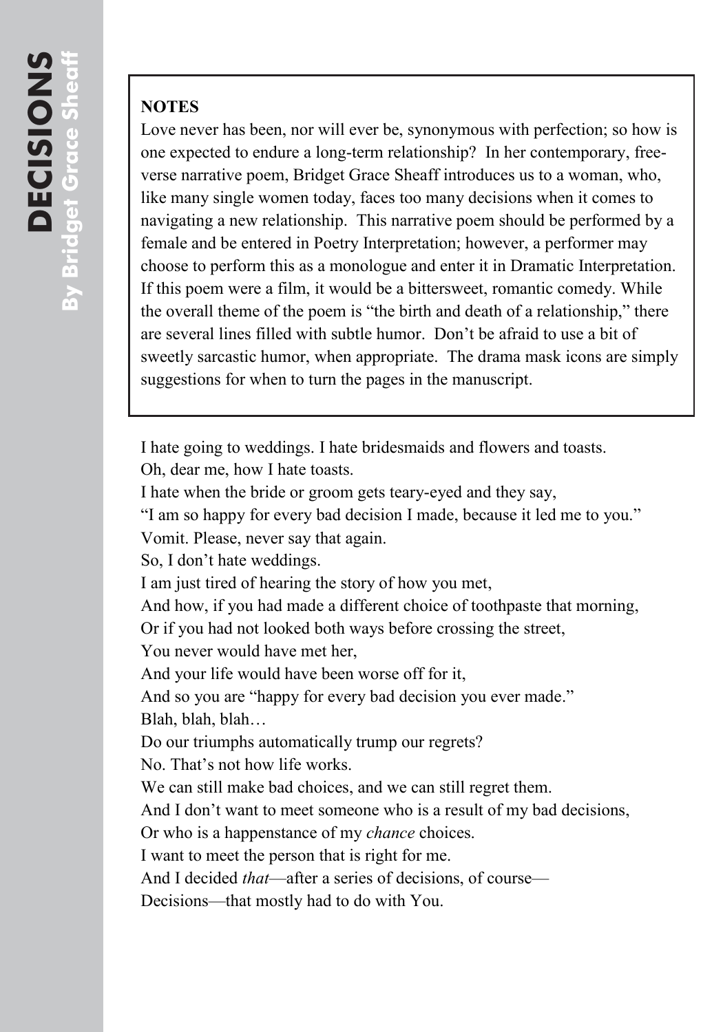# DECISIONS

## By Bridget Grace Sheaff

**NOTES**

Love never has been, nor will ever be, synonymous with perfection; so how is one expected to endure a long-term relationship? In her contemporary, free-verse narrative poem, Bridget Grace Sheaff introduces us to a woman, who, like many single women today, faces too many decisions when it comes to navigating a new relationship. This narrative poem should be performed by a female and be entered in Poetry Interpretation; however, a performer may choose to perform this as a monologue and enter it in Dramatic Interpretation. If this poem were a film, it would be a bittersweet, romantic comedy. While the overall theme of the poem is "the birth and death of a relationship," there are several lines filled with subtle humor. Don't be afraid to use a bit of sweetly sarcastic humor, when appropriate. The drama mask icons are simply suggestions for when to turn the pages in the manuscript.

I hate going to weddings. I hate bridesmaids and flowers and toasts.
Oh, dear me, how I hate toasts.
I hate when the bride or groom gets teary-eyed and they say,
"I am so happy for every bad decision I made, because it led me to you."
Vomit. Please, never say that again.
So, I don't hate weddings.
I am just tired of hearing the story of how you met,
And how, if you had made a different choice of toothpaste that morning,
Or if you had not looked both ways before crossing the street,
You never would have met her,
And your life would have been worse off for it,
And so you are "happy for every bad decision you ever made."
Blah, blah, blah…
Do our triumphs automatically trump our regrets?
No. That's not how life works.
We can still make bad choices, and we can still regret them.
And I don't want to meet someone who is a result of my bad decisions,
Or who is a happenstance of my *chance* choices.
I want to meet the person that is right for me.
And I decided *that*—after a series of decisions, of course—
Decisions—that mostly had to do with You.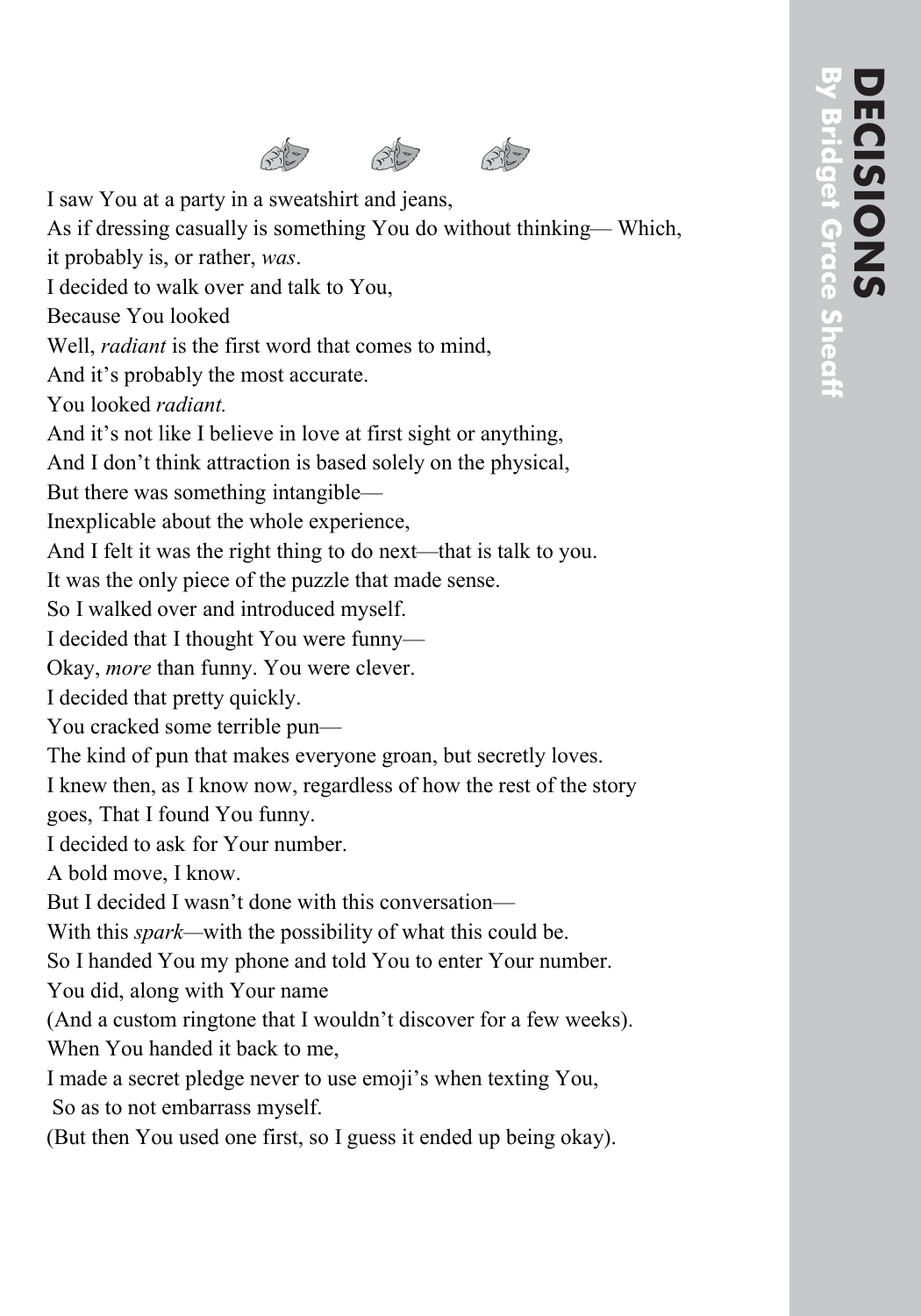I saw You at a party in a sweatshirt and jeans,
As if dressing casually is something You do without thinking— Which, it probably is, or rather, *was*.
I decided to walk over and talk to You,
Because You looked
Well, *radiant* is the first word that comes to mind,
And it's probably the most accurate.
You looked *radiant.*
And it's not like I believe in love at first sight or anything,
And I don't think attraction is based solely on the physical,
But there was something intangible—
Inexplicable about the whole experience,
And I felt it was the right thing to do next—that is talk to you.
It was the only piece of the puzzle that made sense.
So I walked over and introduced myself.
I decided that I thought You were funny—
Okay, *more* than funny. You were clever.
I decided that pretty quickly.
You cracked some terrible pun—
The kind of pun that makes everyone groan, but secretly loves.
I knew then, as I know now, regardless of how the rest of the story goes, That I found You funny.
I decided to ask for Your number.
A bold move, I know.
But I decided I wasn't done with this conversation—
With this *spark*—with the possibility of what this could be.
So I handed You my phone and told You to enter Your number.
You did, along with Your name
(And a custom ringtone that I wouldn't discover for a few weeks).
When You handed it back to me,
I made a secret pledge never to use emoji's when texting You,
So as to not embarrass myself.
(But then You used one first, so I guess it ended up being okay).